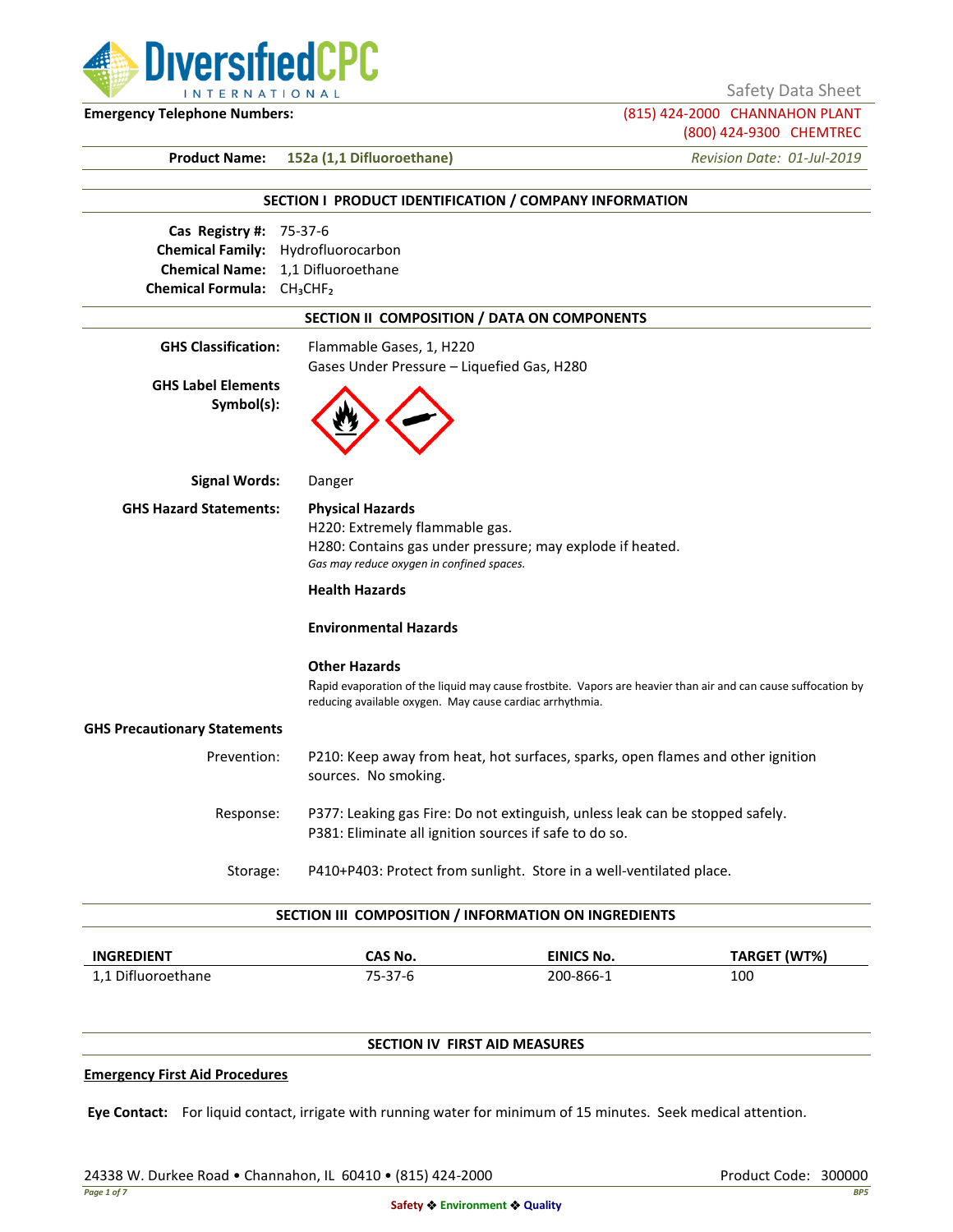DiversifiedCPC INTERNATIONAL

Safety Data Sheet

**Emergency Telephone Numbers:** (815) 424-2000 CHANNAHON PLANT
(800) 424-9300 CHEMTREC

**Product Name:** **152a (1,1 Difluoroethane)** *Revision Date: 01-Jul-2019*

## SECTION I PRODUCT IDENTIFICATION / COMPANY INFORMATION

**Cas Registry #:** 75-37-6
**Chemical Family:** Hydrofluorocarbon
**Chemical Name:** 1,1 Difluoroethane
**Chemical Formula:** $CH_3CHF_2$

## SECTION II COMPOSITION / DATA ON COMPONENTS

**GHS Classification:** Flammable Gases, 1, H220
Gases Under Pressure – Liquefied Gas, H280

**GHS Label Elements Symbol(s):**

**Signal Words:** Danger

**GHS Hazard Statements:**

**Physical Hazards**
H220: Extremely flammable gas.
H280: Contains gas under pressure; may explode if heated.
*Gas may reduce oxygen in confined spaces.*

**Health Hazards**

**Environmental Hazards**

**Other Hazards**
Rapid evaporation of the liquid may cause frostbite. Vapors are heavier than air and can cause suffocation by reducing available oxygen. May cause cardiac arrhythmia.

**GHS Precautionary Statements**

Prevention: P210: Keep away from heat, hot surfaces, sparks, open flames and other ignition sources. No smoking.

Response: P377: Leaking gas Fire: Do not extinguish, unless leak can be stopped safely.
P381: Eliminate all ignition sources if safe to do so.

Storage: P410+P403: Protect from sunlight. Store in a well-ventilated place.

## SECTION III COMPOSITION / INFORMATION ON INGREDIENTS

| INGREDIENT | CAS No. | EINICS No. | TARGET (WT%) |
|---|---|---|---|
| 1,1 Difluoroethane | 75-37-6 | 200-866-1 | 100 |

## SECTION IV FIRST AID MEASURES

**Emergency First Aid Procedures**

**Eye Contact:** For liquid contact, irrigate with running water for minimum of 15 minutes. Seek medical attention.

24338 W. Durkee Road • Channahon, IL 60410 • (815) 424-2000 Product Code: 300000

Safety ❖ Environment ❖ Quality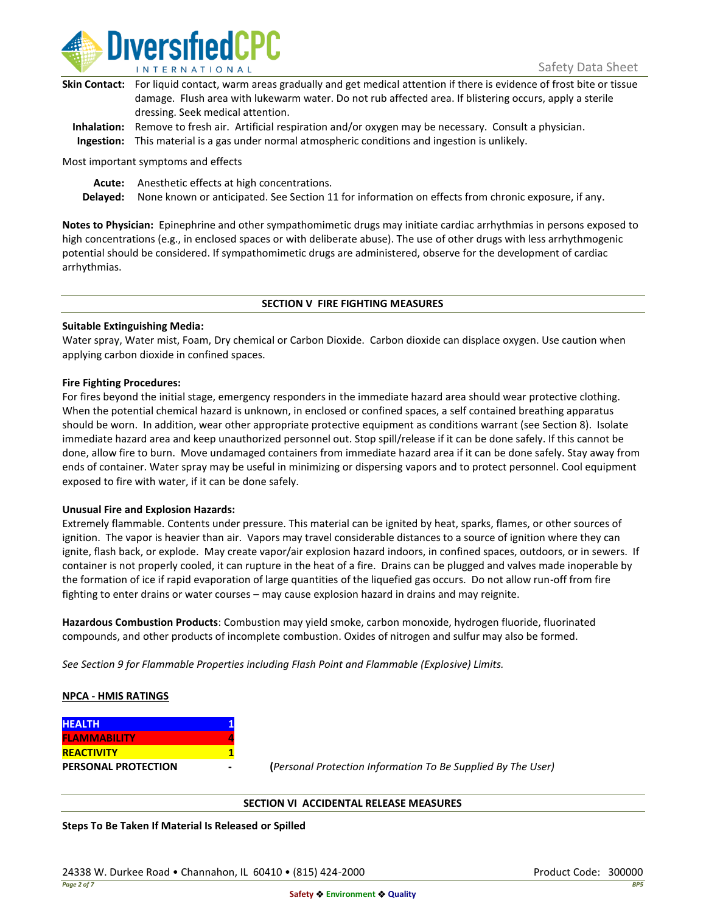**Skin Contact:** For liquid contact, warm areas gradually and get medical attention if there is evidence of frost bite or tissue damage. Flush area with lukewarm water. Do not rub affected area. If blistering occurs, apply a sterile dressing. Seek medical attention.

**Inhalation:** Remove to fresh air. Artificial respiration and/or oxygen may be necessary. Consult a physician.

**Ingestion:** This material is a gas under normal atmospheric conditions and ingestion is unlikely.

Most important symptoms and effects

**Acute:** Anesthetic effects at high concentrations.

**Delayed:** None known or anticipated. See Section 11 for information on effects from chronic exposure, if any.

**Notes to Physician:** Epinephrine and other sympathomimetic drugs may initiate cardiac arrhythmias in persons exposed to high concentrations (e.g., in enclosed spaces or with deliberate abuse). The use of other drugs with less arrhythmogenic potential should be considered. If sympathomimetic drugs are administered, observe for the development of cardiac arrhythmias.

## SECTION V FIRE FIGHTING MEASURES

**Suitable Extinguishing Media:**

Water spray, Water mist, Foam, Dry chemical or Carbon Dioxide. Carbon dioxide can displace oxygen. Use caution when applying carbon dioxide in confined spaces.

**Fire Fighting Procedures:**

For fires beyond the initial stage, emergency responders in the immediate hazard area should wear protective clothing. When the potential chemical hazard is unknown, in enclosed or confined spaces, a self contained breathing apparatus should be worn. In addition, wear other appropriate protective equipment as conditions warrant (see Section 8). Isolate immediate hazard area and keep unauthorized personnel out. Stop spill/release if it can be done safely. If this cannot be done, allow fire to burn. Move undamaged containers from immediate hazard area if it can be done safely. Stay away from ends of container. Water spray may be useful in minimizing or dispersing vapors and to protect personnel. Cool equipment exposed to fire with water, if it can be done safely.

**Unusual Fire and Explosion Hazards:**

Extremely flammable. Contents under pressure. This material can be ignited by heat, sparks, flames, or other sources of ignition. The vapor is heavier than air. Vapors may travel considerable distances to a source of ignition where they can ignite, flash back, or explode. May create vapor/air explosion hazard indoors, in confined spaces, outdoors, or in sewers. If container is not properly cooled, it can rupture in the heat of a fire. Drains can be plugged and valves made inoperable by the formation of ice if rapid evaporation of large quantities of the liquefied gas occurs. Do not allow run-off from fire fighting to enter drains or water courses – may cause explosion hazard in drains and may reignite.

**Hazardous Combustion Products**: Combustion may yield smoke, carbon monoxide, hydrogen fluoride, fluorinated compounds, and other products of incomplete combustion. Oxides of nitrogen and sulfur may also be formed.

*See Section 9 for Flammable Properties including Flash Point and Flammable (Explosive) Limits.*

**NPCA - HMIS RATINGS**

| | |
|---|---|
| **HEALTH** | 1 |
| **FLAMMABILITY** | 4 |
| **REACTIVITY** | 1 |
| **PERSONAL PROTECTION** | - |

(*Personal Protection Information To Be Supplied By The User)*

## SECTION VI ACCIDENTAL RELEASE MEASURES

**Steps To Be Taken If Material Is Released or Spilled**

24338 W. Durkee Road • Channahon, IL 60410 • (815) 424-2000

Product Code: 300000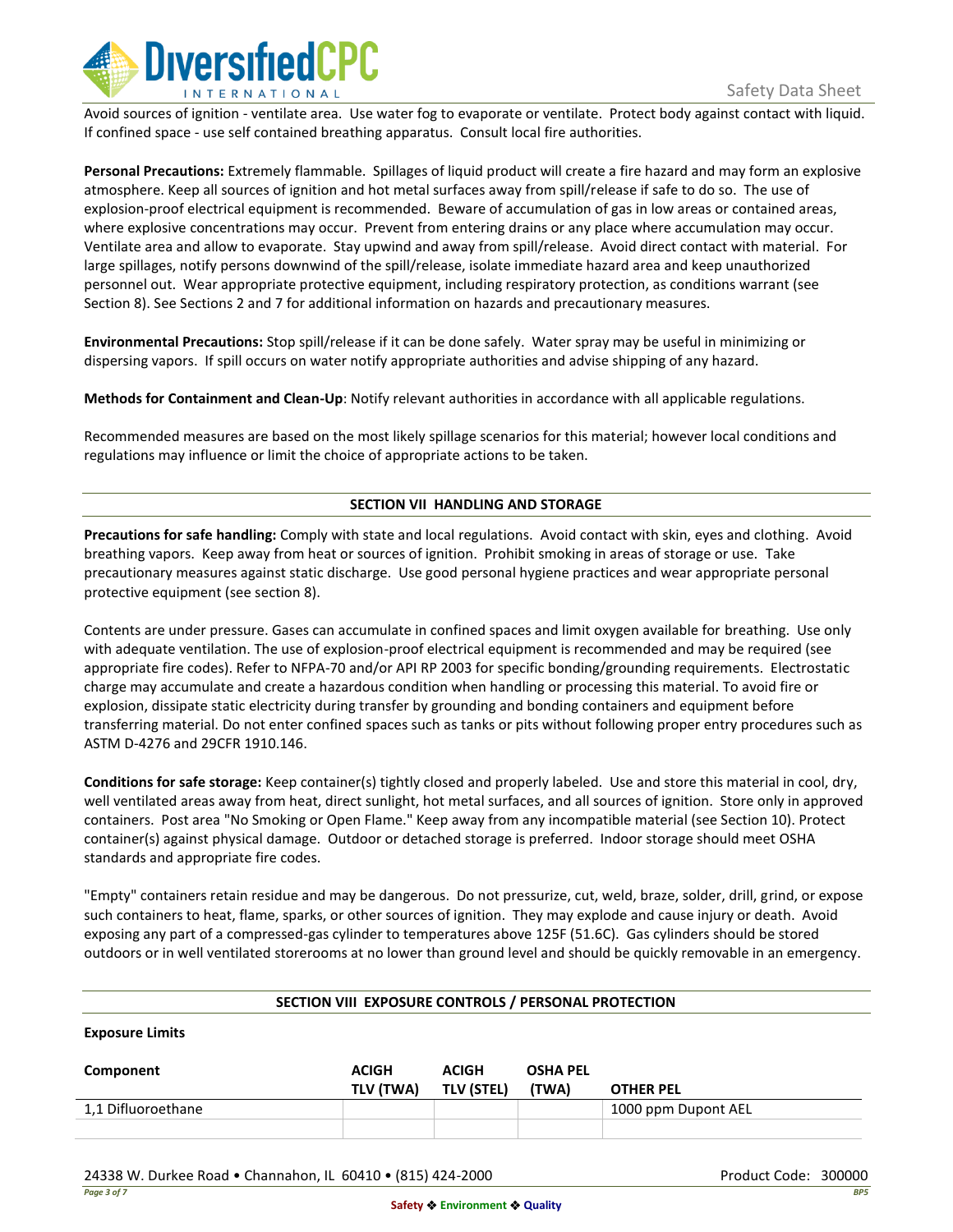Avoid sources of ignition - ventilate area. Use water fog to evaporate or ventilate. Protect body against contact with liquid. If confined space - use self contained breathing apparatus. Consult local fire authorities.

**Personal Precautions:** Extremely flammable. Spillages of liquid product will create a fire hazard and may form an explosive atmosphere. Keep all sources of ignition and hot metal surfaces away from spill/release if safe to do so. The use of explosion-proof electrical equipment is recommended. Beware of accumulation of gas in low areas or contained areas, where explosive concentrations may occur. Prevent from entering drains or any place where accumulation may occur. Ventilate area and allow to evaporate. Stay upwind and away from spill/release. Avoid direct contact with material. For large spillages, notify persons downwind of the spill/release, isolate immediate hazard area and keep unauthorized personnel out. Wear appropriate protective equipment, including respiratory protection, as conditions warrant (see Section 8). See Sections 2 and 7 for additional information on hazards and precautionary measures.

**Environmental Precautions:** Stop spill/release if it can be done safely. Water spray may be useful in minimizing or dispersing vapors. If spill occurs on water notify appropriate authorities and advise shipping of any hazard.

**Methods for Containment and Clean-Up**: Notify relevant authorities in accordance with all applicable regulations.

Recommended measures are based on the most likely spillage scenarios for this material; however local conditions and regulations may influence or limit the choice of appropriate actions to be taken.

## SECTION VII HANDLING AND STORAGE

**Precautions for safe handling:** Comply with state and local regulations. Avoid contact with skin, eyes and clothing. Avoid breathing vapors. Keep away from heat or sources of ignition. Prohibit smoking in areas of storage or use. Take precautionary measures against static discharge. Use good personal hygiene practices and wear appropriate personal protective equipment (see section 8).

Contents are under pressure. Gases can accumulate in confined spaces and limit oxygen available for breathing. Use only with adequate ventilation. The use of explosion-proof electrical equipment is recommended and may be required (see appropriate fire codes). Refer to NFPA-70 and/or API RP 2003 for specific bonding/grounding requirements. Electrostatic charge may accumulate and create a hazardous condition when handling or processing this material. To avoid fire or explosion, dissipate static electricity during transfer by grounding and bonding containers and equipment before transferring material. Do not enter confined spaces such as tanks or pits without following proper entry procedures such as ASTM D-4276 and 29CFR 1910.146.

**Conditions for safe storage:** Keep container(s) tightly closed and properly labeled. Use and store this material in cool, dry, well ventilated areas away from heat, direct sunlight, hot metal surfaces, and all sources of ignition. Store only in approved containers. Post area "No Smoking or Open Flame." Keep away from any incompatible material (see Section 10). Protect container(s) against physical damage. Outdoor or detached storage is preferred. Indoor storage should meet OSHA standards and appropriate fire codes.

"Empty" containers retain residue and may be dangerous. Do not pressurize, cut, weld, braze, solder, drill, grind, or expose such containers to heat, flame, sparks, or other sources of ignition. They may explode and cause injury or death. Avoid exposing any part of a compressed-gas cylinder to temperatures above 125F (51.6C). Gas cylinders should be stored outdoors or in well ventilated storerooms at no lower than ground level and should be quickly removable in an emergency.

## SECTION VIII EXPOSURE CONTROLS / PERSONAL PROTECTION

**Exposure Limits**

| Component | ACIGH TLV (TWA) | ACIGH TLV (STEL) | OSHA PEL (TWA) | OTHER PEL |
|---|---|---|---|---|
| 1,1 Difluoroethane | | | | 1000 ppm Dupont AEL |
| | | | | |

24338 W. Durkee Road • Channahon, IL 60410 • (815) 424-2000

Product Code: 300000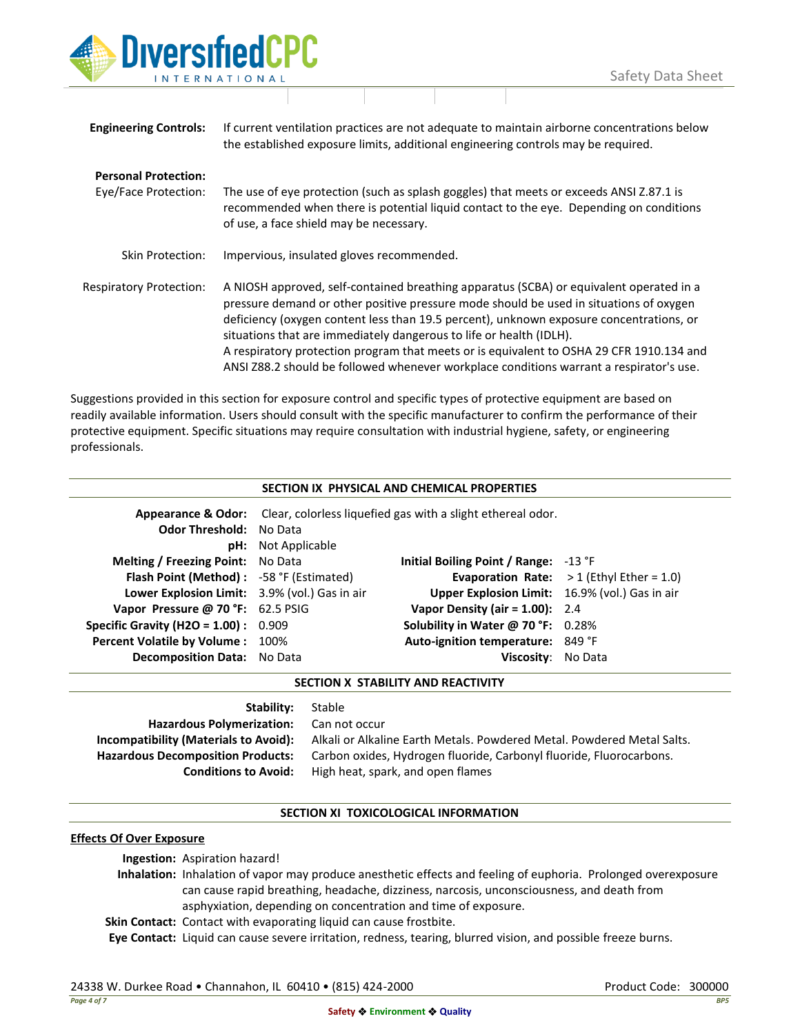**Engineering Controls:** If current ventilation practices are not adequate to maintain airborne concentrations below the established exposure limits, additional engineering controls may be required.

**Personal Protection:**

Eye/Face Protection: The use of eye protection (such as splash goggles) that meets or exceeds ANSI Z.87.1 is recommended when there is potential liquid contact to the eye. Depending on conditions of use, a face shield may be necessary.

Skin Protection: Impervious, insulated gloves recommended.

Respiratory Protection: A NIOSH approved, self-contained breathing apparatus (SCBA) or equivalent operated in a pressure demand or other positive pressure mode should be used in situations of oxygen deficiency (oxygen content less than 19.5 percent), unknown exposure concentrations, or situations that are immediately dangerous to life or health (IDLH).
A respiratory protection program that meets or is equivalent to OSHA 29 CFR 1910.134 and ANSI Z88.2 should be followed whenever workplace conditions warrant a respirator's use.

Suggestions provided in this section for exposure control and specific types of protective equipment are based on readily available information. Users should consult with the specific manufacturer to confirm the performance of their protective equipment. Specific situations may require consultation with industrial hygiene, safety, or engineering professionals.

## SECTION IX PHYSICAL AND CHEMICAL PROPERTIES

**Appearance & Odor:** Clear, colorless liquefied gas with a slight ethereal odor.

| | | | |
|---|---|---|---|
| **Odor Threshold:** | No Data | | |
| **pH:** | Not Applicable | | |
| **Melting / Freezing Point:** | No Data | **Initial Boiling Point / Range:** | -13 °F |
| **Flash Point (Method) :** | -58 °F (Estimated) | **Evaporation Rate:** | > 1 (Ethyl Ether = 1.0) |
| **Lower Explosion Limit:** | 3.9% (vol.) Gas in air | **Upper Explosion Limit:** | 16.9% (vol.) Gas in air |
| **Vapor Pressure @ 70 °F:** | 62.5 PSIG | **Vapor Density (air = 1.00):** | 2.4 |
| **Specific Gravity (H2O = 1.00) :** | 0.909 | **Solubility in Water @ 70 °F:** | 0.28% |
| **Percent Volatile by Volume :** | 100% | **Auto-ignition temperature:** | 849 °F |
| **Decomposition Data:** | No Data | **Viscosity:** | No Data |

## SECTION X STABILITY AND REACTIVITY

**Stability:** Stable
**Hazardous Polymerization:** Can not occur
**Incompatibility (Materials to Avoid):** Alkali or Alkaline Earth Metals. Powdered Metal. Powdered Metal Salts.
**Hazardous Decomposition Products:** Carbon oxides, Hydrogen fluoride, Carbonyl fluoride, Fluorocarbons.
**Conditions to Avoid:** High heat, spark, and open flames

## SECTION XI TOXICOLOGICAL INFORMATION

**Effects Of Over Exposure**

**Ingestion:** Aspiration hazard!
**Inhalation:** Inhalation of vapor may produce anesthetic effects and feeling of euphoria. Prolonged overexposure can cause rapid breathing, headache, dizziness, narcosis, unconsciousness, and death from asphyxiation, depending on concentration and time of exposure.
**Skin Contact:** Contact with evaporating liquid can cause frostbite.
**Eye Contact:** Liquid can cause severe irritation, redness, tearing, blurred vision, and possible freeze burns.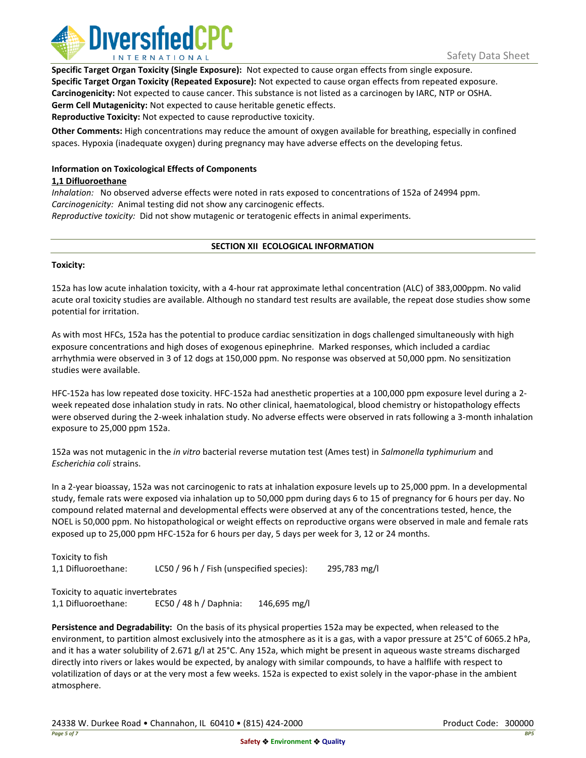**Specific Target Organ Toxicity (Single Exposure):** Not expected to cause organ effects from single exposure.
**Specific Target Organ Toxicity (Repeated Exposure):** Not expected to cause organ effects from repeated exposure.
**Carcinogenicity:** Not expected to cause cancer. This substance is not listed as a carcinogen by IARC, NTP or OSHA.
**Germ Cell Mutagenicity:** Not expected to cause heritable genetic effects.
**Reproductive Toxicity:** Not expected to cause reproductive toxicity.

**Other Comments:** High concentrations may reduce the amount of oxygen available for breathing, especially in confined spaces. Hypoxia (inadequate oxygen) during pregnancy may have adverse effects on the developing fetus.

**Information on Toxicological Effects of Components**

**1,1 Difluoroethane**

*Inhalation:* No observed adverse effects were noted in rats exposed to concentrations of 152a of 24994 ppm.
*Carcinogenicity:* Animal testing did not show any carcinogenic effects.
*Reproductive toxicity:* Did not show mutagenic or teratogenic effects in animal experiments.

## SECTION XII ECOLOGICAL INFORMATION

**Toxicity:**

152a has low acute inhalation toxicity, with a 4-hour rat approximate lethal concentration (ALC) of 383,000ppm. No valid acute oral toxicity studies are available. Although no standard test results are available, the repeat dose studies show some potential for irritation.

As with most HFCs, 152a has the potential to produce cardiac sensitization in dogs challenged simultaneously with high exposure concentrations and high doses of exogenous epinephrine. Marked responses, which included a cardiac arrhythmia were observed in 3 of 12 dogs at 150,000 ppm. No response was observed at 50,000 ppm. No sensitization studies were available.

HFC-152a has low repeated dose toxicity. HFC-152a had anesthetic properties at a 100,000 ppm exposure level during a 2-week repeated dose inhalation study in rats. No other clinical, haematological, blood chemistry or histopathology effects were observed during the 2-week inhalation study. No adverse effects were observed in rats following a 3-month inhalation exposure to 25,000 ppm 152a.

152a was not mutagenic in the *in vitro* bacterial reverse mutation test (Ames test) in *Salmonella typhimurium* and *Escherichia coli* strains.

In a 2-year bioassay, 152a was not carcinogenic to rats at inhalation exposure levels up to 25,000 ppm. In a developmental study, female rats were exposed via inhalation up to 50,000 ppm during days 6 to 15 of pregnancy for 6 hours per day. No compound related maternal and developmental effects were observed at any of the concentrations tested, hence, the NOEL is 50,000 ppm. No histopathological or weight effects on reproductive organs were observed in male and female rats exposed up to 25,000 ppm HFC-152a for 6 hours per day, 5 days per week for 3, 12 or 24 months.

Toxicity to fish
1,1 Difluoroethane: LC50 / 96 h / Fish (unspecified species): 295,783 mg/l

Toxicity to aquatic invertebrates
1,1 Difluoroethane: EC50 / 48 h / Daphnia: 146,695 mg/l

**Persistence and Degradability:** On the basis of its physical properties 152a may be expected, when released to the environment, to partition almost exclusively into the atmosphere as it is a gas, with a vapor pressure at 25°C of 6065.2 hPa, and it has a water solubility of 2.671 g/l at 25°C. Any 152a, which might be present in aqueous waste streams discharged directly into rivers or lakes would be expected, by analogy with similar compounds, to have a halflife with respect to volatilization of days or at the very most a few weeks. 152a is expected to exist solely in the vapor-phase in the ambient atmosphere.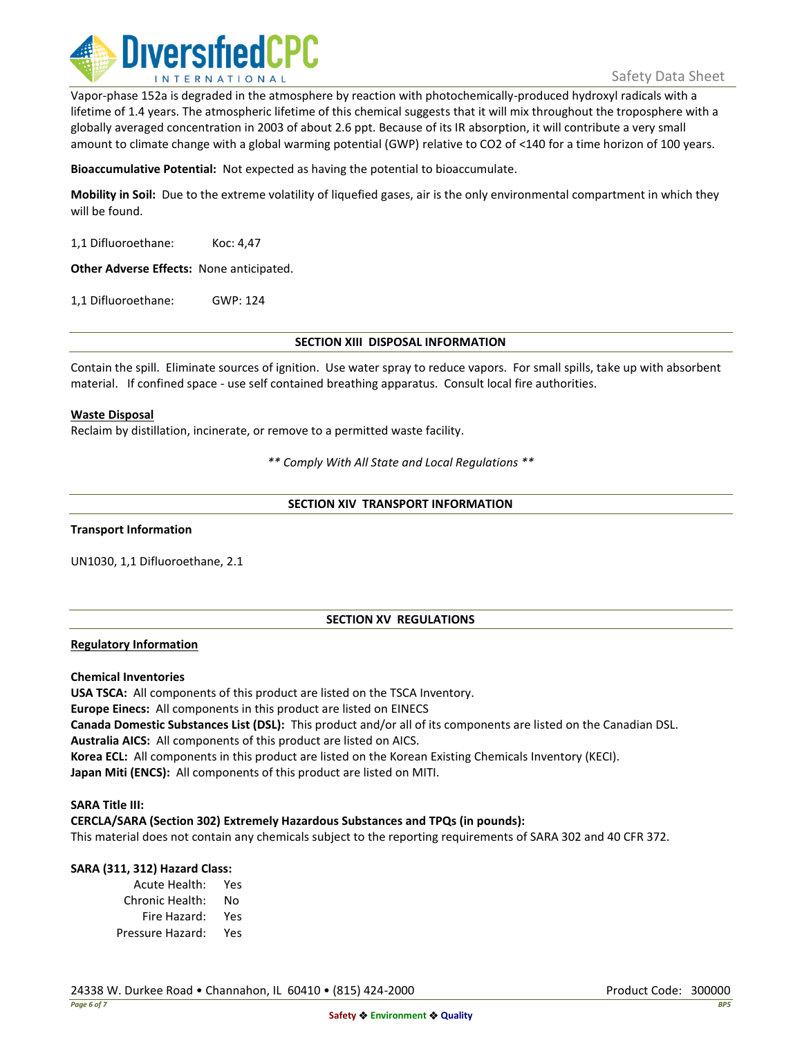Vapor-phase 152a is degraded in the atmosphere by reaction with photochemically-produced hydroxyl radicals with a lifetime of 1.4 years. The atmospheric lifetime of this chemical suggests that it will mix throughout the troposphere with a globally averaged concentration in 2003 of about 2.6 ppt. Because of its IR absorption, it will contribute a very small amount to climate change with a global warming potential (GWP) relative to $CO_2$ of <140 for a time horizon of 100 years.

**Bioaccumulative Potential:** Not expected as having the potential to bioaccumulate.

**Mobility in Soil:** Due to the extreme volatility of liquefied gases, air is the only environmental compartment in which they will be found.

1,1 Difluoroethane: Koc: 4,47

**Other Adverse Effects:** None anticipated.

1,1 Difluoroethane: GWP: 124

## SECTION XIII DISPOSAL INFORMATION

Contain the spill. Eliminate sources of ignition. Use water spray to reduce vapors. For small spills, take up with absorbent material. If confined space - use self contained breathing apparatus. Consult local fire authorities.

**Waste Disposal**

Reclaim by distillation, incinerate, or remove to a permitted waste facility.

*\*\* Comply With All State and Local Regulations \*\**

## SECTION XIV TRANSPORT INFORMATION

**Transport Information**

UN1030, 1,1 Difluoroethane, 2.1

## SECTION XV REGULATIONS

**Regulatory Information**

**Chemical Inventories**

**USA TSCA:** All components of this product are listed on the TSCA Inventory.
**Europe Einecs:** All components in this product are listed on EINECS
**Canada Domestic Substances List (DSL):** This product and/or all of its components are listed on the Canadian DSL.
**Australia AICS:** All components of this product are listed on AICS.
**Korea ECL:** All components in this product are listed on the Korean Existing Chemicals Inventory (KECI).
**Japan Miti (ENCS):** All components of this product are listed on MITI.

**SARA Title III:**
**CERCLA/SARA (Section 302) Extremely Hazardous Substances and TPQs (in pounds):**
This material does not contain any chemicals subject to the reporting requirements of SARA 302 and 40 CFR 372.

**SARA (311, 312) Hazard Class:**

| | |
|---|---|
| Acute Health: | Yes |
| Chronic Health: | No |
| Fire Hazard: | Yes |
| Pressure Hazard: | Yes |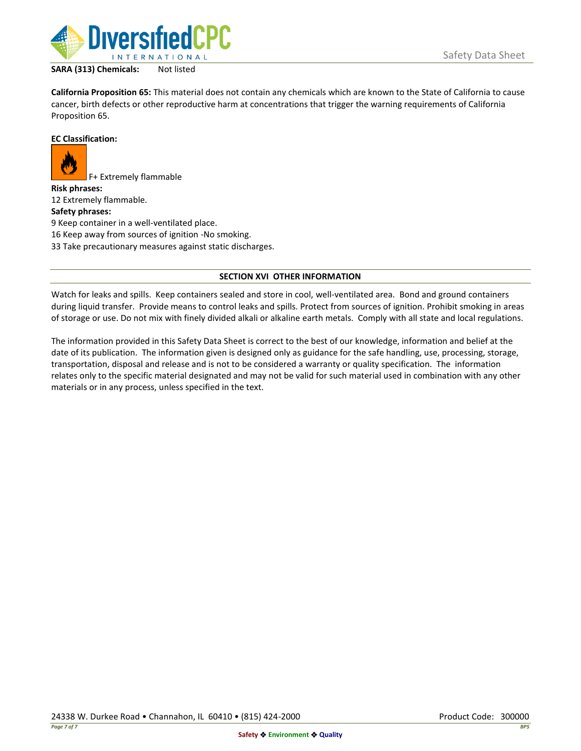**SARA (313) Chemicals:** Not listed

**California Proposition 65:** This material does not contain any chemicals which are known to the State of California to cause cancer, birth defects or other reproductive harm at concentrations that trigger the warning requirements of California Proposition 65.

**EC Classification:**

F+ Extremely flammable

**Risk phrases:**

12 Extremely flammable.

**Safety phrases:**

9 Keep container in a well-ventilated place.

16 Keep away from sources of ignition -No smoking.

33 Take precautionary measures against static discharges.

## SECTION XVI OTHER INFORMATION

Watch for leaks and spills. Keep containers sealed and store in cool, well-ventilated area. Bond and ground containers during liquid transfer. Provide means to control leaks and spills. Protect from sources of ignition. Prohibit smoking in areas of storage or use. Do not mix with finely divided alkali or alkaline earth metals. Comply with all state and local regulations.

The information provided in this Safety Data Sheet is correct to the best of our knowledge, information and belief at the date of its publication. The information given is designed only as guidance for the safe handling, use, processing, storage, transportation, disposal and release and is not to be considered a warranty or quality specification. The information relates only to the specific material designated and may not be valid for such material used in combination with any other materials or in any process, unless specified in the text.